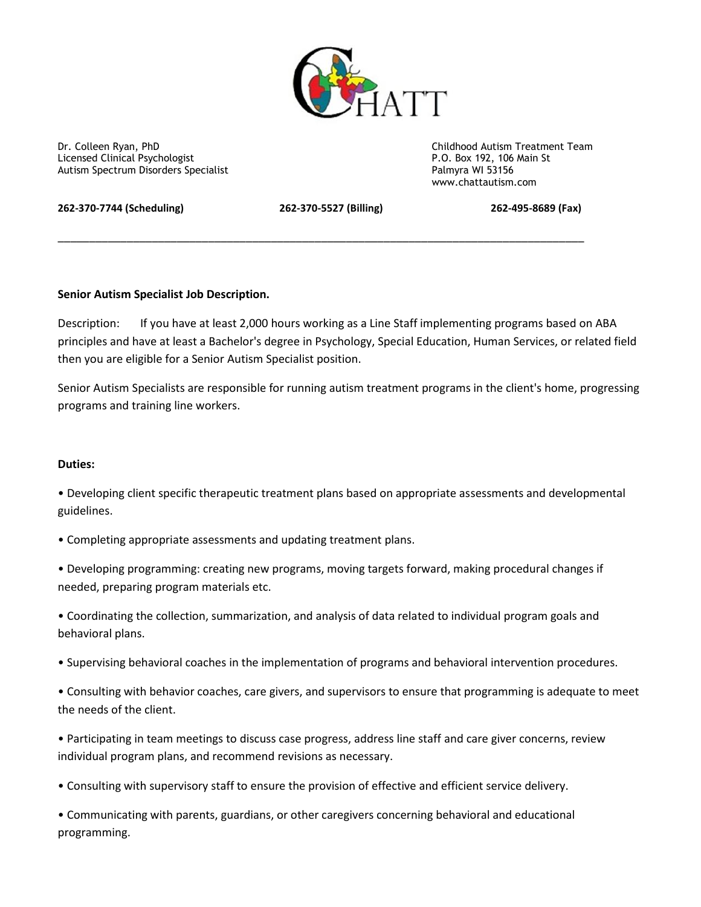CHATT

Dr. Colleen Ryan, PhD
Licensed Clinical Psychologist
Autism Spectrum Disorders Specialist

Childhood Autism Treatment Team
P.O. Box 192, 106 Main St
Palmyra WI 53156
www.chattautism.com

**262-370-7744 (Scheduling)** **262-370-5527 (Billing)** **262-495-8689 (Fax)**

---

**Senior Autism Specialist Job Description.**

Description: If you have at least 2,000 hours working as a Line Staff implementing programs based on ABA principles and have at least a Bachelor's degree in Psychology, Special Education, Human Services, or related field then you are eligible for a Senior Autism Specialist position.

Senior Autism Specialists are responsible for running autism treatment programs in the client's home, progressing programs and training line workers.

**Duties:**

- Developing client specific therapeutic treatment plans based on appropriate assessments and developmental guidelines.
- Completing appropriate assessments and updating treatment plans.
- Developing programming: creating new programs, moving targets forward, making procedural changes if needed, preparing program materials etc.
- Coordinating the collection, summarization, and analysis of data related to individual program goals and behavioral plans.
- Supervising behavioral coaches in the implementation of programs and behavioral intervention procedures.
- Consulting with behavior coaches, care givers, and supervisors to ensure that programming is adequate to meet the needs of the client.
- Participating in team meetings to discuss case progress, address line staff and care giver concerns, review individual program plans, and recommend revisions as necessary.
- Consulting with supervisory staff to ensure the provision of effective and efficient service delivery.
- Communicating with parents, guardians, or other caregivers concerning behavioral and educational programming.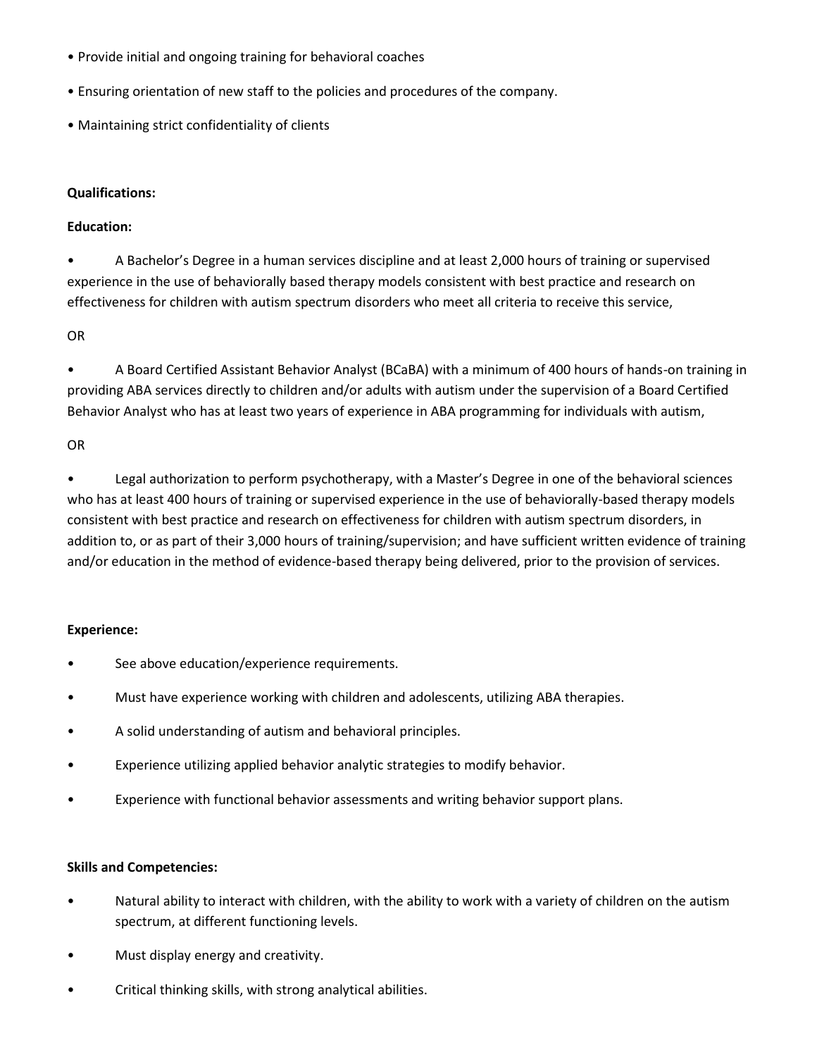- Provide initial and ongoing training for behavioral coaches
- Ensuring orientation of new staff to the policies and procedures of the company.
- Maintaining strict confidentiality of clients

**Qualifications:**

**Education:**

- A Bachelor's Degree in a human services discipline and at least 2,000 hours of training or supervised experience in the use of behaviorally based therapy models consistent with best practice and research on effectiveness for children with autism spectrum disorders who meet all criteria to receive this service,

OR

- A Board Certified Assistant Behavior Analyst (BCaBA) with a minimum of 400 hours of hands-on training in providing ABA services directly to children and/or adults with autism under the supervision of a Board Certified Behavior Analyst who has at least two years of experience in ABA programming for individuals with autism,

OR

- Legal authorization to perform psychotherapy, with a Master's Degree in one of the behavioral sciences who has at least 400 hours of training or supervised experience in the use of behaviorally-based therapy models consistent with best practice and research on effectiveness for children with autism spectrum disorders, in addition to, or as part of their 3,000 hours of training/supervision; and have sufficient written evidence of training and/or education in the method of evidence-based therapy being delivered, prior to the provision of services.

**Experience:**

- See above education/experience requirements.
- Must have experience working with children and adolescents, utilizing ABA therapies.
- A solid understanding of autism and behavioral principles.
- Experience utilizing applied behavior analytic strategies to modify behavior.
- Experience with functional behavior assessments and writing behavior support plans.

**Skills and Competencies:**

- Natural ability to interact with children, with the ability to work with a variety of children on the autism spectrum, at different functioning levels.
- Must display energy and creativity.
- Critical thinking skills, with strong analytical abilities.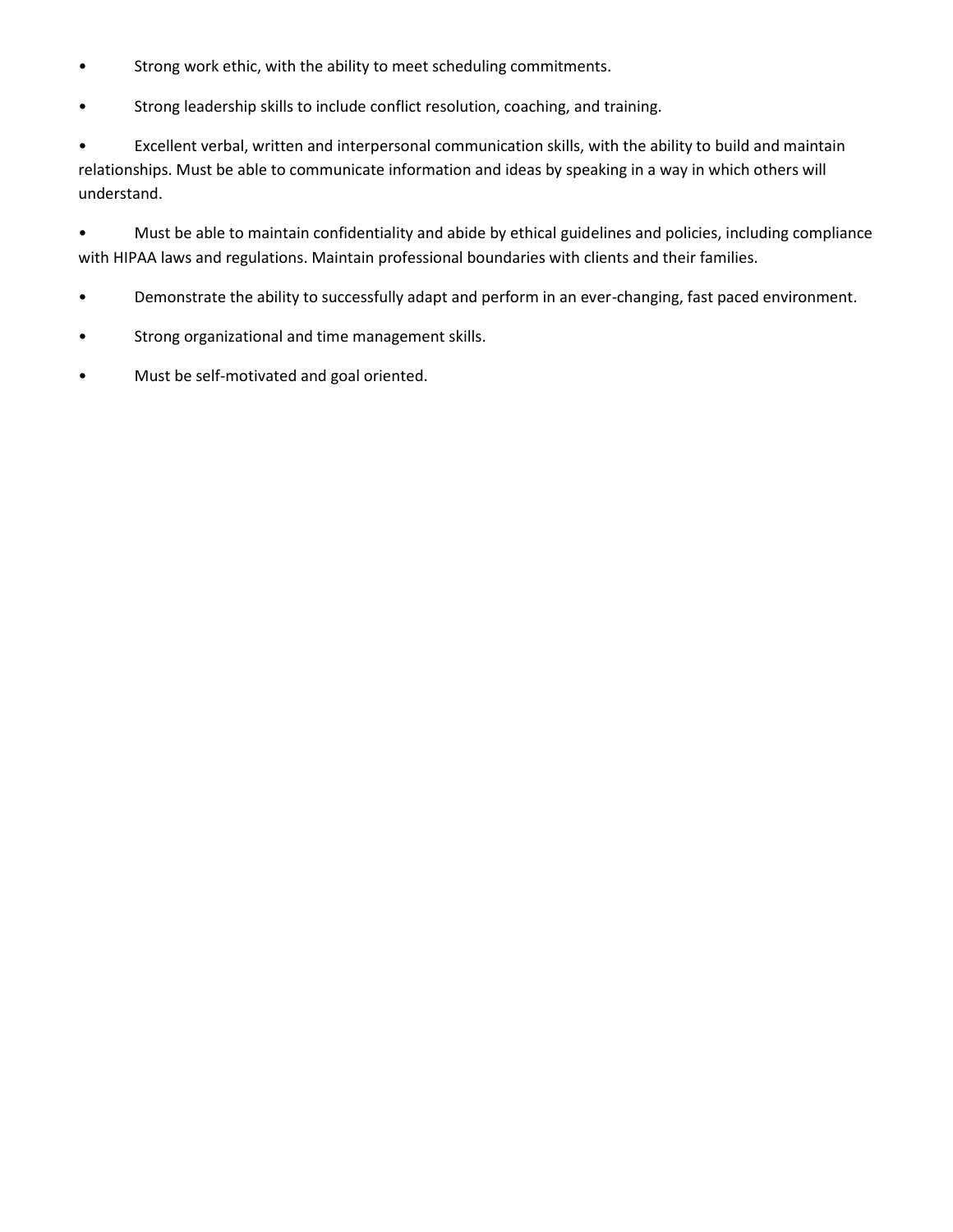- Strong work ethic, with the ability to meet scheduling commitments.
- Strong leadership skills to include conflict resolution, coaching, and training.
- Excellent verbal, written and interpersonal communication skills, with the ability to build and maintain relationships. Must be able to communicate information and ideas by speaking in a way in which others will understand.
- Must be able to maintain confidentiality and abide by ethical guidelines and policies, including compliance with HIPAA laws and regulations. Maintain professional boundaries with clients and their families.
- Demonstrate the ability to successfully adapt and perform in an ever-changing, fast paced environment.
- Strong organizational and time management skills.
- Must be self-motivated and goal oriented.